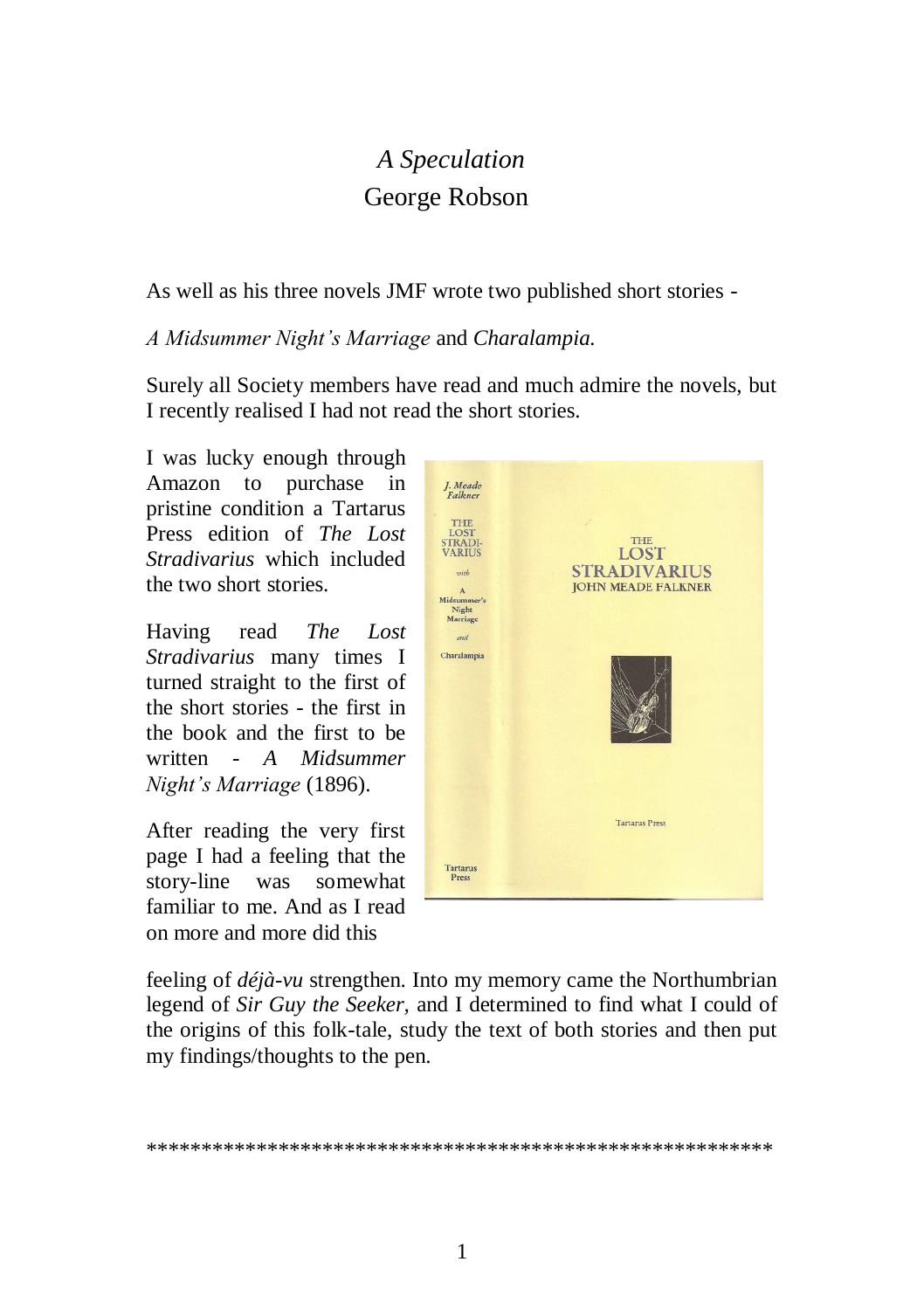# *A Speculation*

## George Robson

As well as his three novels JMF wrote two published short stories -

*A Midsummer Night's Marriage* and *Charalampia.*

Surely all Society members have read and much admire the novels, but I recently realised I had not read the short stories.

I was lucky enough through Amazon to purchase in pristine condition a Tartarus Press edition of *The Lost Stradivarius* which included the two short stories.

Having read *The Lost Stradivarius* many times I turned straight to the first of the short stories - the first in the book and the first to be written - *A Midsummer Night's Marriage* (1896).

After reading the very first page I had a feeling that the story-line was somewhat familiar to me. And as I read on more and more did this feeling of *déjà-vu* strengthen. Into my memory came the Northumbrian legend of *Sir Guy the Seeker,* and I determined to find what I could of the origins of this folk-tale, study the text of both stories and then put my findings/thoughts to the pen.

*******************************************************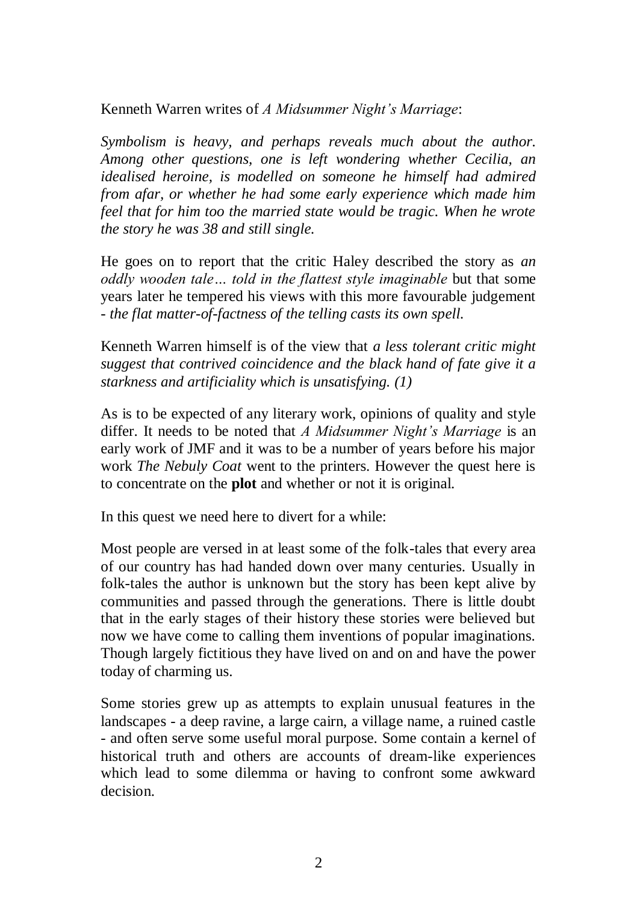Kenneth Warren writes of *A Midsummer Night's Marriage*:

*Symbolism is heavy, and perhaps reveals much about the author. Among other questions, one is left wondering whether Cecilia, an idealised heroine, is modelled on someone he himself had admired from afar, or whether he had some early experience which made him feel that for him too the married state would be tragic. When he wrote the story he was 38 and still single.*

He goes on to report that the critic Haley described the story as *an oddly wooden tale… told in the flattest style imaginable* but that some years later he tempered his views with this more favourable judgement - *the flat matter-of-factness of the telling casts its own spell.*

Kenneth Warren himself is of the view that *a less tolerant critic might suggest that contrived coincidence and the black hand of fate give it a starkness and artificiality which is unsatisfying. (1)*

As is to be expected of any literary work, opinions of quality and style differ. It needs to be noted that *A Midsummer Night's Marriage* is an early work of JMF and it was to be a number of years before his major work *The Nebuly Coat* went to the printers. However the quest here is to concentrate on the **plot** and whether or not it is original.

In this quest we need here to divert for a while:

Most people are versed in at least some of the folk-tales that every area of our country has had handed down over many centuries. Usually in folk-tales the author is unknown but the story has been kept alive by communities and passed through the generations. There is little doubt that in the early stages of their history these stories were believed but now we have come to calling them inventions of popular imaginations. Though largely fictitious they have lived on and on and have the power today of charming us.

Some stories grew up as attempts to explain unusual features in the landscapes - a deep ravine, a large cairn, a village name, a ruined castle - and often serve some useful moral purpose. Some contain a kernel of historical truth and others are accounts of dream-like experiences which lead to some dilemma or having to confront some awkward decision.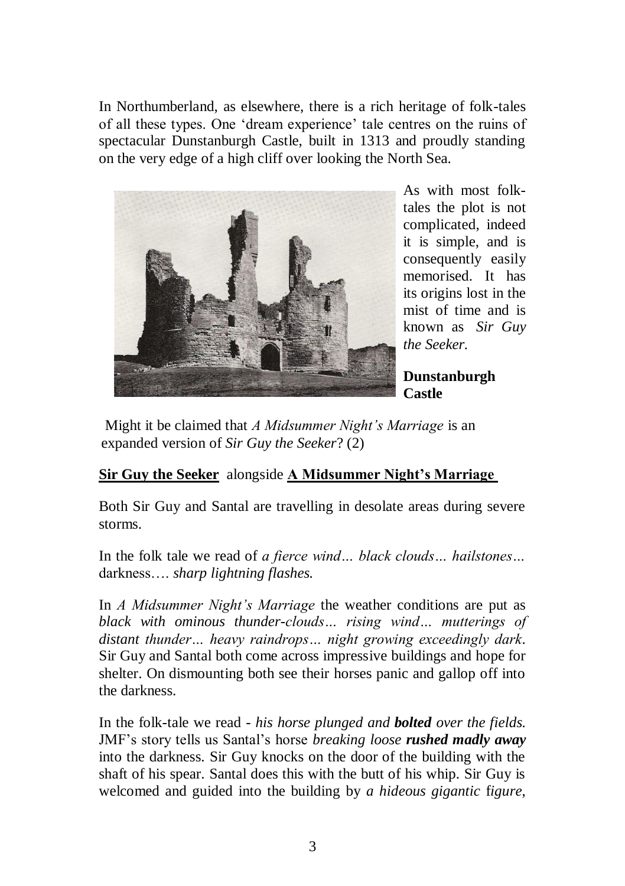In Northumberland, as elsewhere, there is a rich heritage of folk-tales of all these types. One 'dream experience' tale centres on the ruins of spectacular Dunstanburgh Castle, built in 1313 and proudly standing on the very edge of a high cliff over looking the North Sea.

As with most folk-tales the plot is not complicated, indeed it is simple, and is consequently easily memorised. It has its origins lost in the mist of time and is known as *Sir Guy the Seeker.*

**Dunstanburgh Castle**

Might it be claimed that *A Midsummer Night's Marriage* is an expanded version of *Sir Guy the Seeker*? (2)

**<u>Sir Guy the Seeker</u>** alongside **<u>A Midsummer Night's Marriage</u>**

Both Sir Guy and Santal are travelling in desolate areas during severe storms.

In the folk tale we read of *a fierce wind… black clouds… hailstones…* darkness…. *sharp lightning flashes.*

In *A Midsummer Night's Marriage* the weather conditions are put as *black with ominous thunder-clouds… rising wind… mutterings of distant thunder… heavy raindrops… night growing exceedingly dark.* Sir Guy and Santal both come across impressive buildings and hope for shelter. On dismounting both see their horses panic and gallop off into the darkness.

In the folk-tale we read - *his horse plunged and **bolted** over the fields.* JMF's story tells us Santal's horse *breaking loose **rushed madly away*** into the darkness. Sir Guy knocks on the door of the building with the shaft of his spear. Santal does this with the butt of his whip. Sir Guy is welcomed and guided into the building by *a hideous gigantic figure,*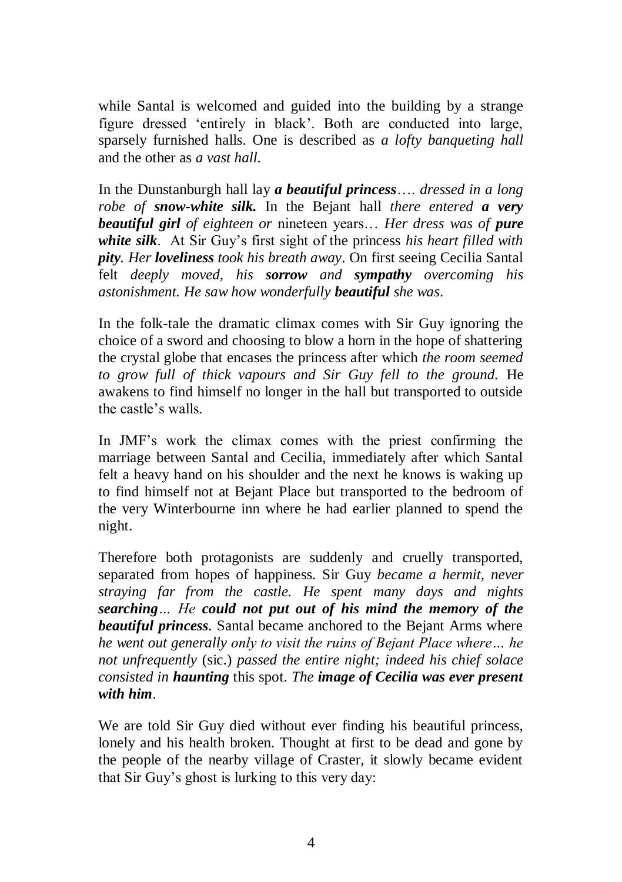while Santal is welcomed and guided into the building by a strange figure dressed 'entirely in black'. Both are conducted into large, sparsely furnished halls. One is described as *a lofty banqueting hall* and the other as *a vast hall*.

In the Dunstanburgh hall lay ***a beautiful princess****…. dressed in a long robe of* ***snow-white silk.*** In the Bejant hall *there entered* ***a very beautiful girl*** *of eighteen or* nineteen years*… Her dress was of* ***pure white silk***. At Sir Guy's first sight of the princess *his heart filled with* ***pity***. *Her* ***loveliness*** *took his breath away*. On first seeing Cecilia Santal felt *deeply moved, his* ***sorrow*** *and* ***sympathy*** *overcoming his astonishment. He saw how wonderfully* ***beautiful*** *she was*.

In the folk-tale the dramatic climax comes with Sir Guy ignoring the choice of a sword and choosing to blow a horn in the hope of shattering the crystal globe that encases the princess after which *the room seemed to grow full of thick vapours and Sir Guy fell to the ground.* He awakens to find himself no longer in the hall but transported to outside the castle's walls.

In JMF's work the climax comes with the priest confirming the marriage between Santal and Cecilia, immediately after which Santal felt a heavy hand on his shoulder and the next he knows is waking up to find himself not at Bejant Place but transported to the bedroom of the very Winterbourne inn where he had earlier planned to spend the night.

Therefore both protagonists are suddenly and cruelly transported, separated from hopes of happiness. Sir Guy *became a hermit, never straying far from the castle. He spent many days and nights* ***searching****… He* ***could not put out of his mind the memory of the beautiful princess***. Santal became anchored to the Bejant Arms where *he went out generally only to visit the ruins of Bejant Place where… he not unfrequently* (sic.) *passed the entire night; indeed his chief solace consisted in* ***haunting*** this spot. *The* ***image of Cecilia was ever present with him***.

We are told Sir Guy died without ever finding his beautiful princess, lonely and his health broken. Thought at first to be dead and gone by the people of the nearby village of Craster, it slowly became evident that Sir Guy's ghost is lurking to this very day: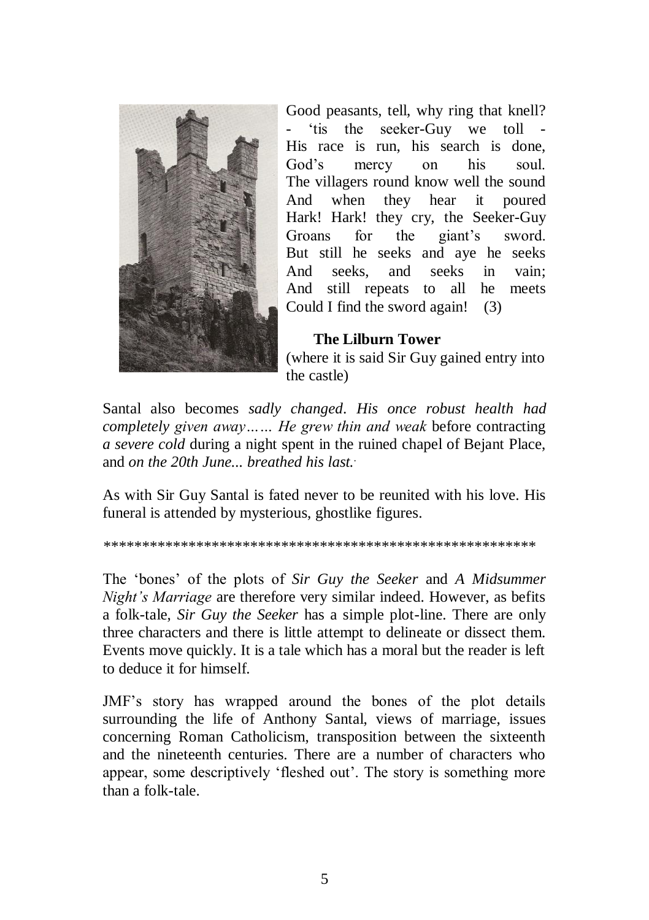Good peasants, tell, why ring that knell?
- 'tis the seeker-Guy we toll -
His race is run, his search is done,
God's mercy on his soul.
The villagers round know well the sound
And when they hear it poured
Hark! Hark! they cry, the Seeker-Guy
Groans for the giant's sword.
But still he seeks and aye he seeks
And seeks, and seeks in vain;
And still repeats to all he meets
Could I find the sword again! (3)

**The Lilburn Tower**
(where it is said Sir Guy gained entry into the castle)

Santal also becomes *sadly changed. His once robust health had completely given away…… He grew thin and weak* before contracting *a severe cold* during a night spent in the ruined chapel of Bejant Place, and *on the 20th June... breathed his last.*

As with Sir Guy Santal is fated never to be reunited with his love. His funeral is attended by mysterious, ghostlike figures.

*******************************************************

The 'bones' of the plots of *Sir Guy the Seeker* and *A Midsummer Night's Marriage* are therefore very similar indeed. However, as befits a folk-tale, *Sir Guy the Seeker* has a simple plot-line. There are only three characters and there is little attempt to delineate or dissect them. Events move quickly. It is a tale which has a moral but the reader is left to deduce it for himself.

JMF's story has wrapped around the bones of the plot details surrounding the life of Anthony Santal, views of marriage, issues concerning Roman Catholicism, transposition between the sixteenth and the nineteenth centuries. There are a number of characters who appear, some descriptively 'fleshed out'. The story is something more than a folk-tale.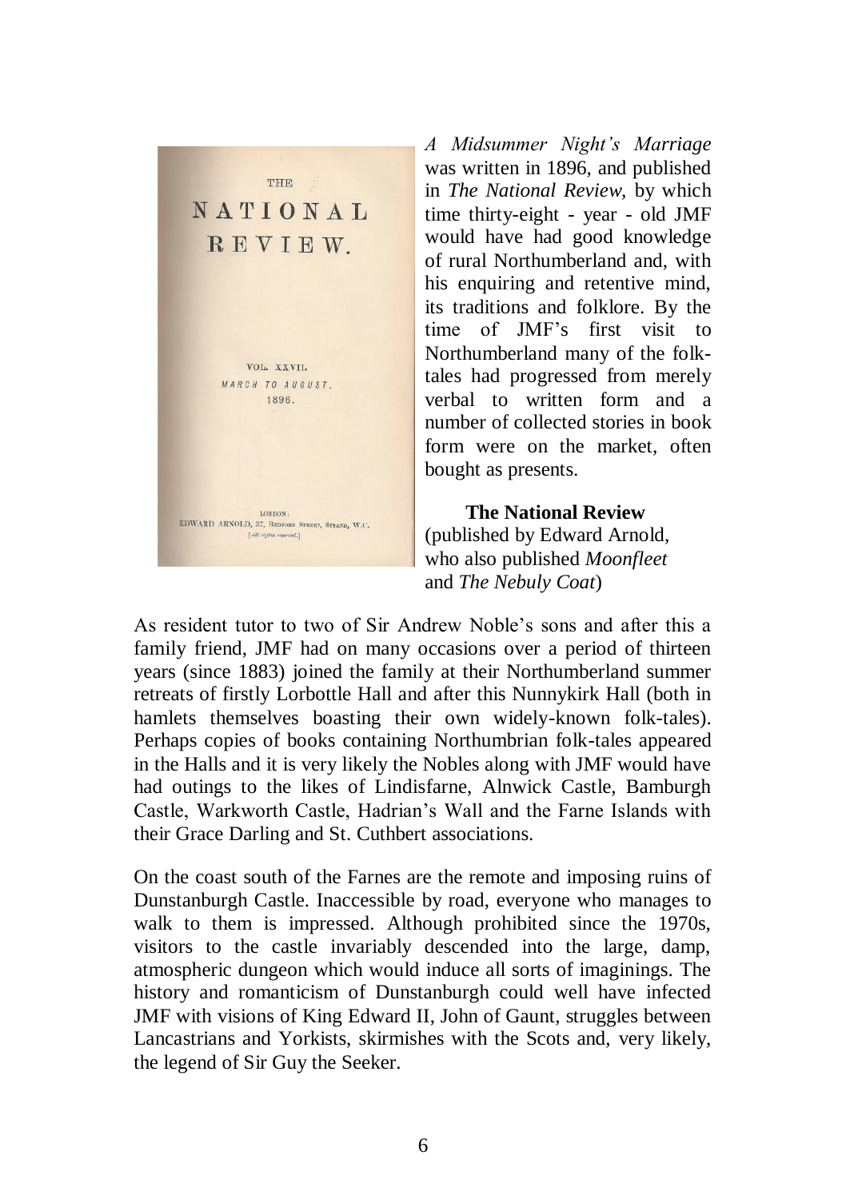*A Midsummer Night's Marriage* was written in 1896, and published in *The National Review*, by which time thirty-eight - year - old JMF would have had good knowledge of rural Northumberland and, with his enquiring and retentive mind, its traditions and folklore. By the time of JMF's first visit to Northumberland many of the folk-tales had progressed from merely verbal to written form and a number of collected stories in book form were on the market, often bought as presents.

**The National Review**
(published by Edward Arnold, who also published *Moonfleet* and *The Nebuly Coat*)

As resident tutor to two of Sir Andrew Noble's sons and after this a family friend, JMF had on many occasions over a period of thirteen years (since 1883) joined the family at their Northumberland summer retreats of firstly Lorbottle Hall and after this Nunnykirk Hall (both in hamlets themselves boasting their own widely-known folk-tales). Perhaps copies of books containing Northumbrian folk-tales appeared in the Halls and it is very likely the Nobles along with JMF would have had outings to the likes of Lindisfarne, Alnwick Castle, Bamburgh Castle, Warkworth Castle, Hadrian's Wall and the Farne Islands with their Grace Darling and St. Cuthbert associations.

On the coast south of the Farnes are the remote and imposing ruins of Dunstanburgh Castle. Inaccessible by road, everyone who manages to walk to them is impressed. Although prohibited since the 1970s, visitors to the castle invariably descended into the large, damp, atmospheric dungeon which would induce all sorts of imaginings. The history and romanticism of Dunstanburgh could well have infected JMF with visions of King Edward II, John of Gaunt, struggles between Lancastrians and Yorkists, skirmishes with the Scots and, very likely, the legend of Sir Guy the Seeker.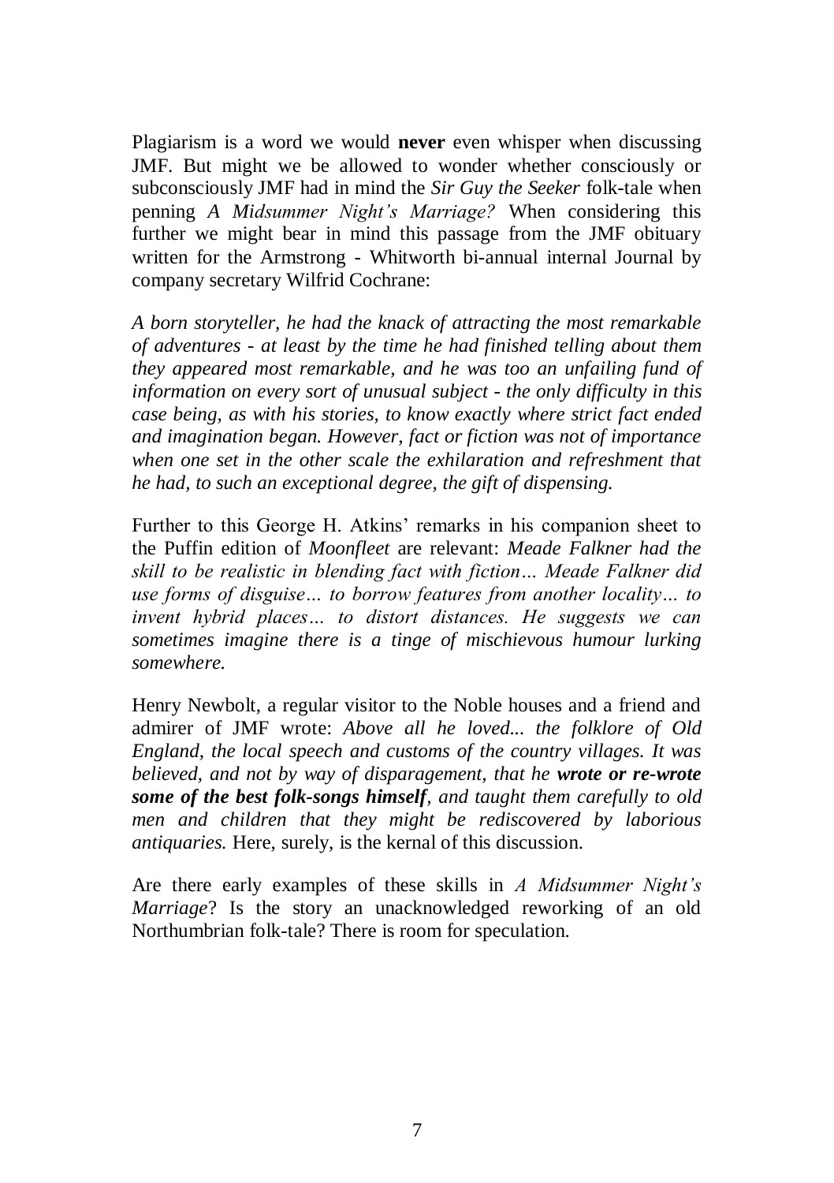Plagiarism is a word we would **never** even whisper when discussing JMF. But might we be allowed to wonder whether consciously or subconsciously JMF had in mind the *Sir Guy the Seeker* folk-tale when penning *A Midsummer Night's Marriage?* When considering this further we might bear in mind this passage from the JMF obituary written for the Armstrong - Whitworth bi-annual internal Journal by company secretary Wilfrid Cochrane:

*A born storyteller, he had the knack of attracting the most remarkable of adventures - at least by the time he had finished telling about them they appeared most remarkable, and he was too an unfailing fund of information on every sort of unusual subject - the only difficulty in this case being, as with his stories, to know exactly where strict fact ended and imagination began. However, fact or fiction was not of importance when one set in the other scale the exhilaration and refreshment that he had, to such an exceptional degree, the gift of dispensing.*

Further to this George H. Atkins' remarks in his companion sheet to the Puffin edition of *Moonfleet* are relevant: *Meade Falkner had the skill to be realistic in blending fact with fiction… Meade Falkner did use forms of disguise… to borrow features from another locality… to invent hybrid places… to distort distances. He suggests we can sometimes imagine there is a tinge of mischievous humour lurking somewhere.*

Henry Newbolt, a regular visitor to the Noble houses and a friend and admirer of JMF wrote: *Above all he loved... the folklore of Old England, the local speech and customs of the country villages. It was believed, and not by way of disparagement, that he **wrote or re-wrote some of the best folk-songs himself**, and taught them carefully to old men and children that they might be rediscovered by laborious antiquaries.* Here, surely, is the kernal of this discussion.

Are there early examples of these skills in *A Midsummer Night's Marriage*? Is the story an unacknowledged reworking of an old Northumbrian folk-tale? There is room for speculation.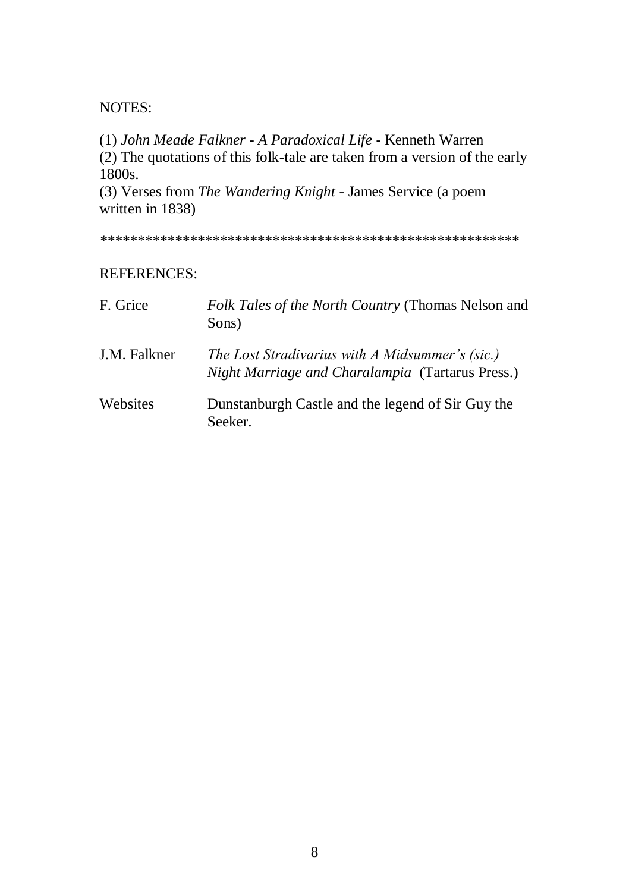NOTES:

(1) *John Meade Falkner - A Paradoxical Life* - Kenneth Warren
(2) The quotations of this folk-tale are taken from a version of the early 1800s.
(3) Verses from *The Wandering Knight* - James Service (a poem written in 1838)

*******************************************************

REFERENCES:

| | |
|---|---|
| F. Grice | *Folk Tales of the North Country* (Thomas Nelson and Sons) |
| J.M. Falkner | *The Lost Stradivarius with A Midsummer's (sic.) Night Marriage and Charalampia* (Tartarus Press.) |
| Websites | Dunstanburgh Castle and the legend of Sir Guy the Seeker. |